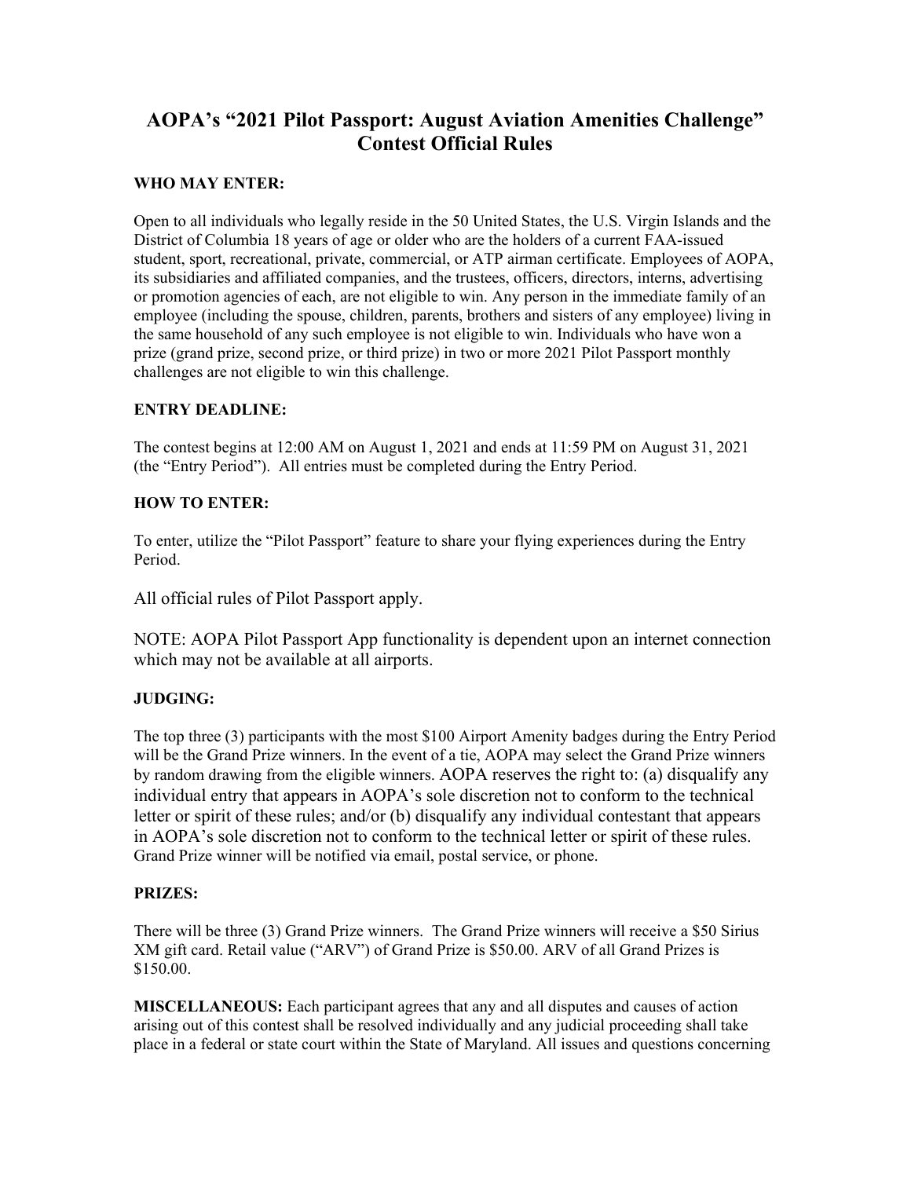# AOPA's "2021 Pilot Passport: August Aviation Amenities Challenge" Contest Official Rules

**WHO MAY ENTER:**

Open to all individuals who legally reside in the 50 United States, the U.S. Virgin Islands and the District of Columbia 18 years of age or older who are the holders of a current FAA-issued student, sport, recreational, private, commercial, or ATP airman certificate. Employees of AOPA, its subsidiaries and affiliated companies, and the trustees, officers, directors, interns, advertising or promotion agencies of each, are not eligible to win. Any person in the immediate family of an employee (including the spouse, children, parents, brothers and sisters of any employee) living in the same household of any such employee is not eligible to win. Individuals who have won a prize (grand prize, second prize, or third prize) in two or more 2021 Pilot Passport monthly challenges are not eligible to win this challenge.

**ENTRY DEADLINE:**

The contest begins at 12:00 AM on August 1, 2021 and ends at 11:59 PM on August 31, 2021 (the "Entry Period"). All entries must be completed during the Entry Period.

**HOW TO ENTER:**

To enter, utilize the "Pilot Passport" feature to share your flying experiences during the Entry Period.

All official rules of Pilot Passport apply.

NOTE: AOPA Pilot Passport App functionality is dependent upon an internet connection which may not be available at all airports.

**JUDGING:**

The top three (3) participants with the most $100 Airport Amenity badges during the Entry Period will be the Grand Prize winners. In the event of a tie, AOPA may select the Grand Prize winners by random drawing from the eligible winners. AOPA reserves the right to: (a) disqualify any individual entry that appears in AOPA's sole discretion not to conform to the technical letter or spirit of these rules; and/or (b) disqualify any individual contestant that appears in AOPA's sole discretion not to conform to the technical letter or spirit of these rules. Grand Prize winner will be notified via email, postal service, or phone.

**PRIZES:**

There will be three (3) Grand Prize winners. The Grand Prize winners will receive a $50 Sirius XM gift card. Retail value ("ARV") of Grand Prize is $50.00. ARV of all Grand Prizes is $150.00.

**MISCELLANEOUS:** Each participant agrees that any and all disputes and causes of action arising out of this contest shall be resolved individually and any judicial proceeding shall take place in a federal or state court within the State of Maryland. All issues and questions concerning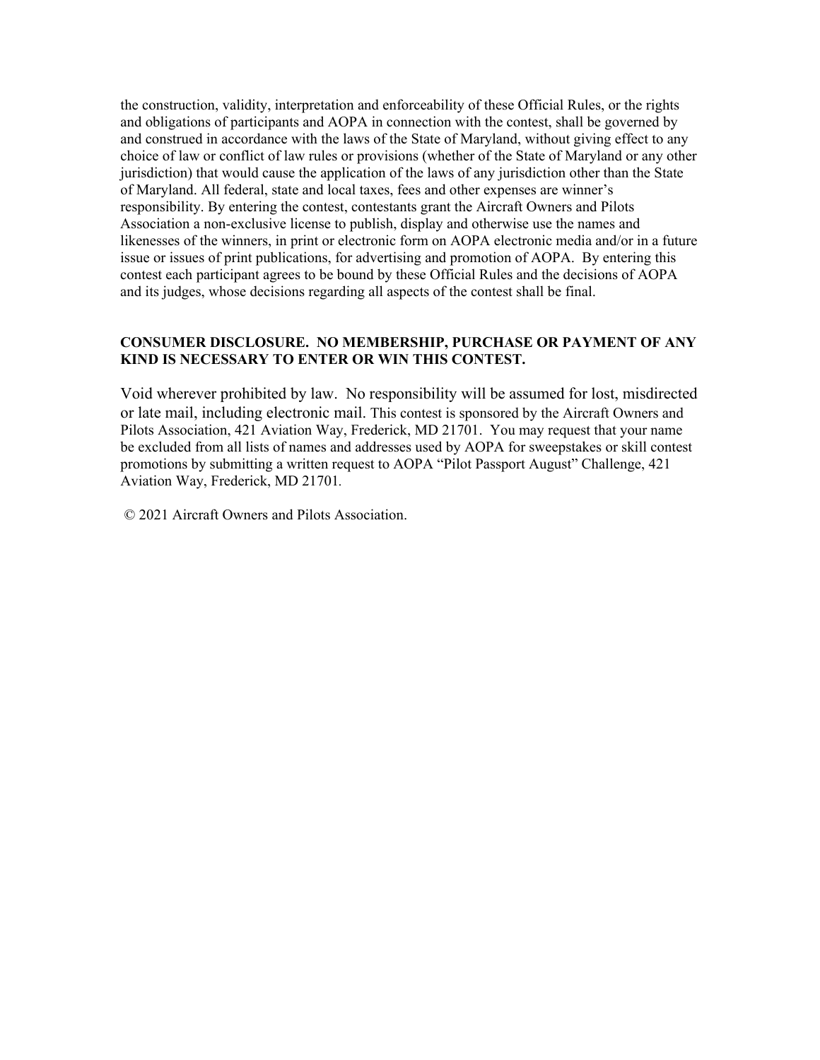the construction, validity, interpretation and enforceability of these Official Rules, or the rights and obligations of participants and AOPA in connection with the contest, shall be governed by and construed in accordance with the laws of the State of Maryland, without giving effect to any choice of law or conflict of law rules or provisions (whether of the State of Maryland or any other jurisdiction) that would cause the application of the laws of any jurisdiction other than the State of Maryland. All federal, state and local taxes, fees and other expenses are winner's responsibility. By entering the contest, contestants grant the Aircraft Owners and Pilots Association a non-exclusive license to publish, display and otherwise use the names and likenesses of the winners, in print or electronic form on AOPA electronic media and/or in a future issue or issues of print publications, for advertising and promotion of AOPA. By entering this contest each participant agrees to be bound by these Official Rules and the decisions of AOPA and its judges, whose decisions regarding all aspects of the contest shall be final.

**CONSUMER DISCLOSURE. NO MEMBERSHIP, PURCHASE OR PAYMENT OF ANY KIND IS NECESSARY TO ENTER OR WIN THIS CONTEST.**

Void wherever prohibited by law. No responsibility will be assumed for lost, misdirected or late mail, including electronic mail. This contest is sponsored by the Aircraft Owners and Pilots Association, 421 Aviation Way, Frederick, MD 21701. You may request that your name be excluded from all lists of names and addresses used by AOPA for sweepstakes or skill contest promotions by submitting a written request to AOPA "Pilot Passport August" Challenge, 421 Aviation Way, Frederick, MD 21701.

© 2021 Aircraft Owners and Pilots Association.